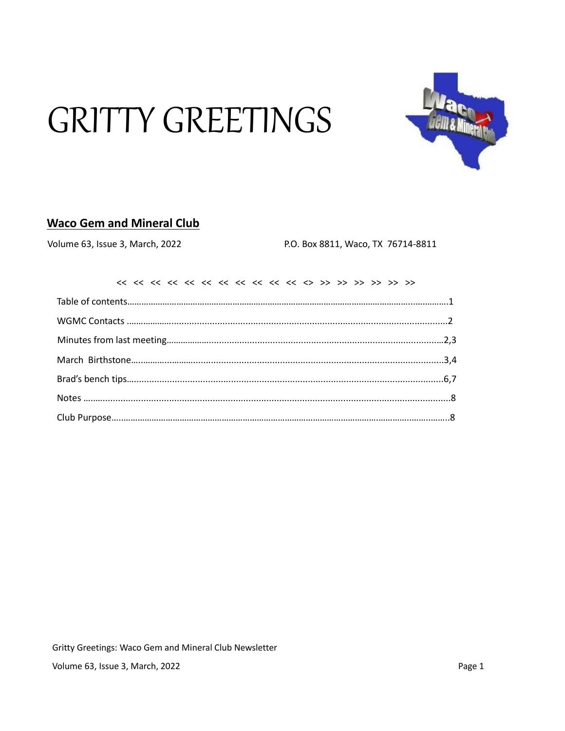# GRITTY GREETINGS

## Waco Gem and Mineral Club

Volume 63, Issue 3, March, 2022 P.O. Box 8811, Waco, TX 76714-8811

<< << << << << << << << << << << <> >> >> >> >> >> >>

Table of contents……………………………………………………………………………………………………………1

WGMC Contacts ……………………………………………………………………………………………………………2

Minutes from last meeting…………………………………………………………………………………………2,3

March Birthstone………………………………………………………………………………………………………3,4

Brad's bench tips……………………………………………………………………………………………………6,7

Notes ……………………………………………………………………………………………………………………8

Club Purpose……………………………………………………………………………………………………………8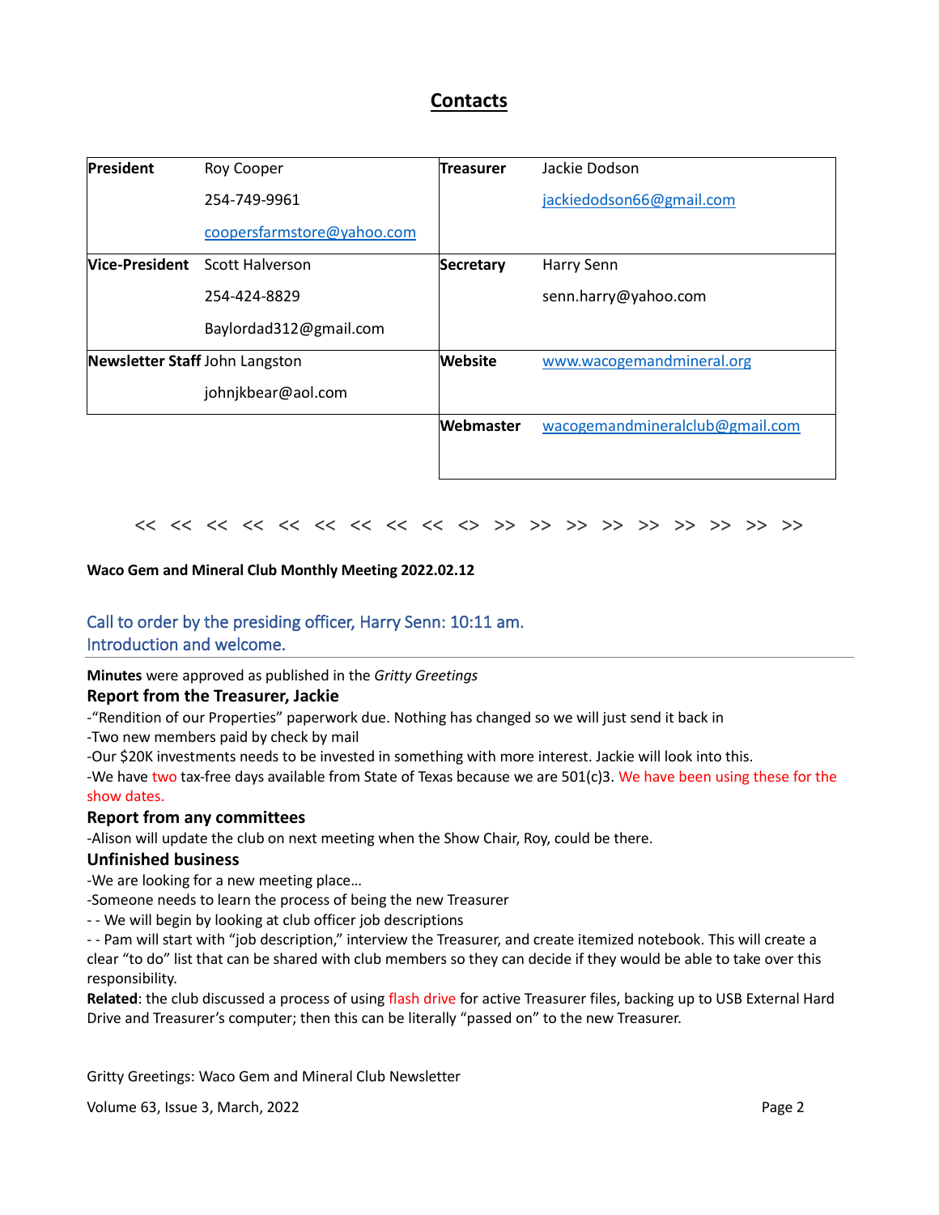## Contacts

| | | | |
|---|---|---|---|
| **President** | Roy Cooper<br>254-749-9961<br>coopersfarmstore@yahoo.com | **Treasurer** | Jackie Dodson<br>jackiedodson66@gmail.com |
| **Vice-President** | Scott Halverson<br>254-424-8829<br>Baylordad312@gmail.com | **Secretary** | Harry Senn<br>senn.harry@yahoo.com |
| **Newsletter Staff** | John Langston<br>johnjkbear@aol.com | **Website** | www.wacogemandmineral.org |
| | | **Webmaster** | wacogemandmineralclub@gmail.com |

<< << << << << << << << << <> >> >> >> >> >> >> >> >> >>

**Waco Gem and Mineral Club Monthly Meeting 2022.02.12**

Call to order by the presiding officer, Harry Senn: 10:11 am.
Introduction and welcome.

---

**Minutes** were approved as published in the *Gritty Greetings*

### Report from the Treasurer, Jackie

-“Rendition of our Properties” paperwork due. Nothing has changed so we will just send it back in
-Two new members paid by check by mail
-Our $20K investments needs to be invested in something with more interest. Jackie will look into this.
-We have two tax-free days available from State of Texas because we are 501(c)3. We have been using these for the show dates.

### Report from any committees

-Alison will update the club on next meeting when the Show Chair, Roy, could be there.

### Unfinished business

-We are looking for a new meeting place…
-Someone needs to learn the process of being the new Treasurer
- - We will begin by looking at club officer job descriptions
- - Pam will start with “job description,” interview the Treasurer, and create itemized notebook. This will create a clear “to do” list that can be shared with club members so they can decide if they would be able to take over this responsibility.

**Related**: the club discussed a process of using flash drive for active Treasurer files, backing up to USB External Hard Drive and Treasurer’s computer; then this can be literally “passed on” to the new Treasurer.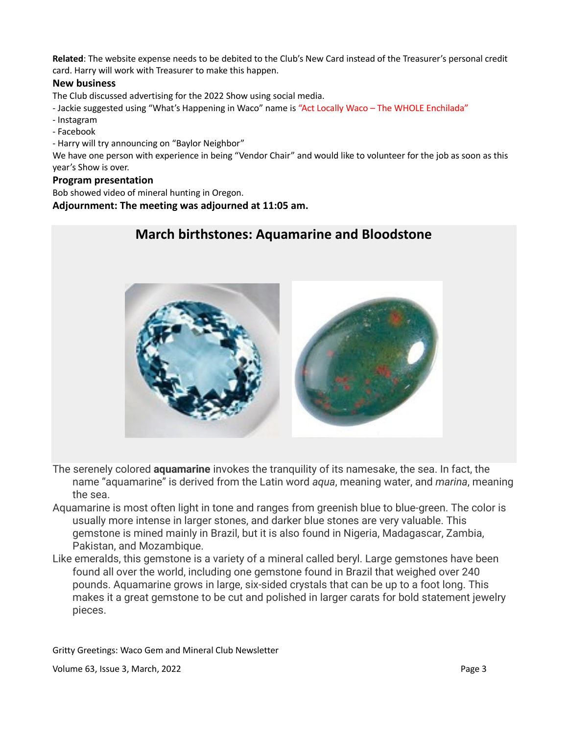**Related**: The website expense needs to be debited to the Club's New Card instead of the Treasurer's personal credit card. Harry will work with Treasurer to make this happen.

### New business

The Club discussed advertising for the 2022 Show using social media.

- Jackie suggested using "What's Happening in Waco" name is "Act Locally Waco – The WHOLE Enchilada"
- Instagram
- Facebook
- Harry will try announcing on "Baylor Neighbor"

We have one person with experience in being "Vendor Chair" and would like to volunteer for the job as soon as this year's Show is over.

### Program presentation

Bob showed video of mineral hunting in Oregon.

**Adjournment: The meeting was adjourned at 11:05 am.**

## March birthstones: Aquamarine and Bloodstone

The serenely colored **aquamarine** invokes the tranquility of its namesake, the sea. In fact, the name "aquamarine" is derived from the Latin word *aqua*, meaning water, and *marina*, meaning the sea.

Aquamarine is most often light in tone and ranges from greenish blue to blue-green. The color is usually more intense in larger stones, and darker blue stones are very valuable. This gemstone is mined mainly in Brazil, but it is also found in Nigeria, Madagascar, Zambia, Pakistan, and Mozambique.

Like emeralds, this gemstone is a variety of a mineral called beryl. Large gemstones have been found all over the world, including one gemstone found in Brazil that weighed over 240 pounds. Aquamarine grows in large, six-sided crystals that can be up to a foot long. This makes it a great gemstone to be cut and polished in larger carats for bold statement jewelry pieces.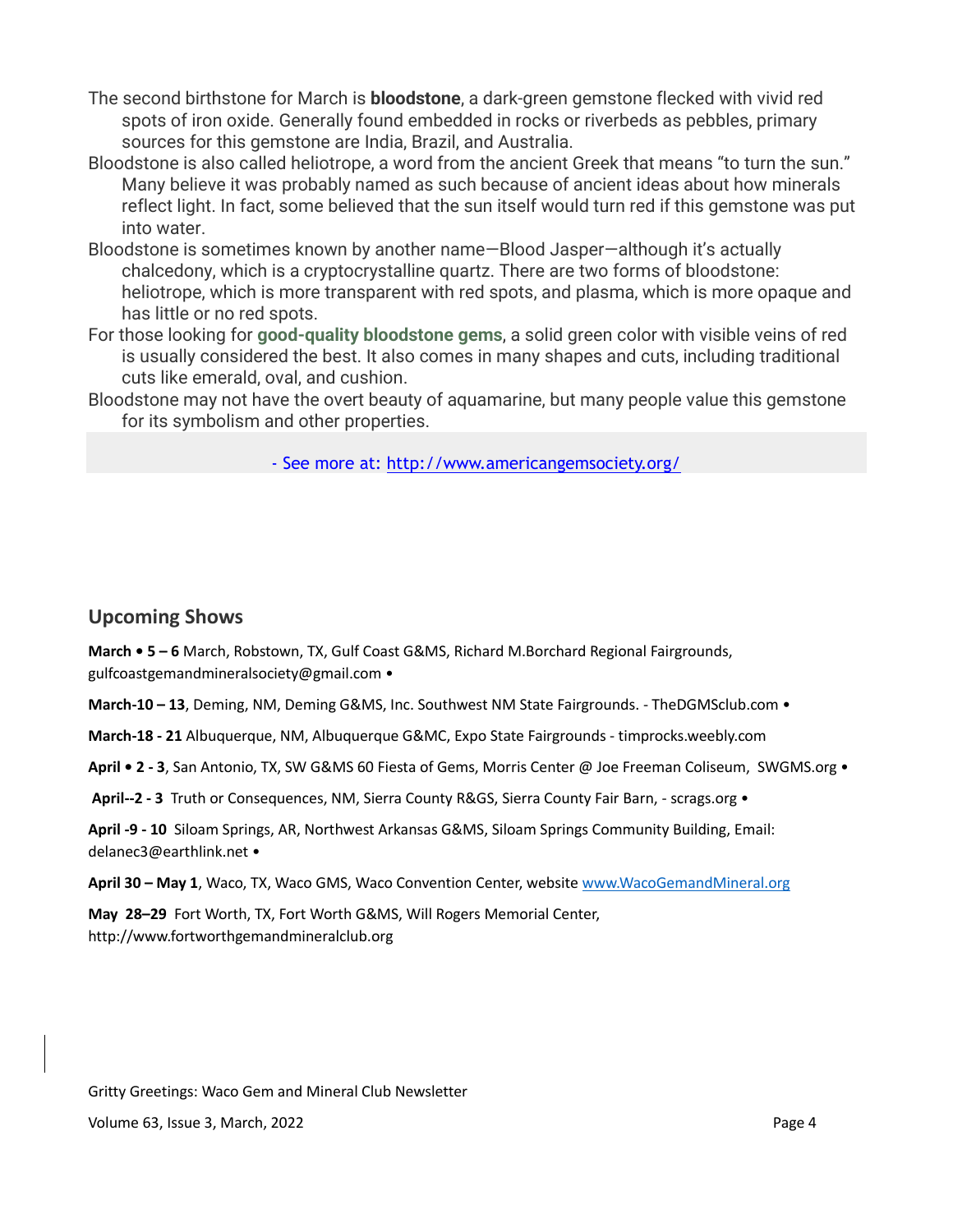The second birthstone for March is **bloodstone**, a dark-green gemstone flecked with vivid red spots of iron oxide. Generally found embedded in rocks or riverbeds as pebbles, primary sources for this gemstone are India, Brazil, and Australia.

Bloodstone is also called heliotrope, a word from the ancient Greek that means "to turn the sun." Many believe it was probably named as such because of ancient ideas about how minerals reflect light. In fact, some believed that the sun itself would turn red if this gemstone was put into water.

Bloodstone is sometimes known by another name—Blood Jasper—although it's actually chalcedony, which is a cryptocrystalline quartz. There are two forms of bloodstone: heliotrope, which is more transparent with red spots, and plasma, which is more opaque and has little or no red spots.

For those looking for **good-quality bloodstone gems**, a solid green color with visible veins of red is usually considered the best. It also comes in many shapes and cuts, including traditional cuts like emerald, oval, and cushion.

Bloodstone may not have the overt beauty of aquamarine, but many people value this gemstone for its symbolism and other properties.

- See more at: http://www.americangemsociety.org/

## Upcoming Shows

**March • 5 – 6** March, Robstown, TX, Gulf Coast G&MS, Richard M.Borchard Regional Fairgrounds, gulfcoastgemandmineralsociety@gmail.com •

**March-10 – 13**, Deming, NM, Deming G&MS, Inc. Southwest NM State Fairgrounds. - TheDGMSclub.com •

**March-18 - 21** Albuquerque, NM, Albuquerque G&MC, Expo State Fairgrounds - timprocks.weebly.com

**April • 2 - 3**, San Antonio, TX, SW G&MS 60 Fiesta of Gems, Morris Center @ Joe Freeman Coliseum, SWGMS.org •

**April--2 - 3** Truth or Consequences, NM, Sierra County R&GS, Sierra County Fair Barn, - scrags.org •

**April -9 - 10** Siloam Springs, AR, Northwest Arkansas G&MS, Siloam Springs Community Building, Email: delanec3@earthlink.net •

**April 30 – May 1**, Waco, TX, Waco GMS, Waco Convention Center, website www.WacoGemandMineral.org

**May 28–29** Fort Worth, TX, Fort Worth G&MS, Will Rogers Memorial Center, http://www.fortworthgemandmineralclub.org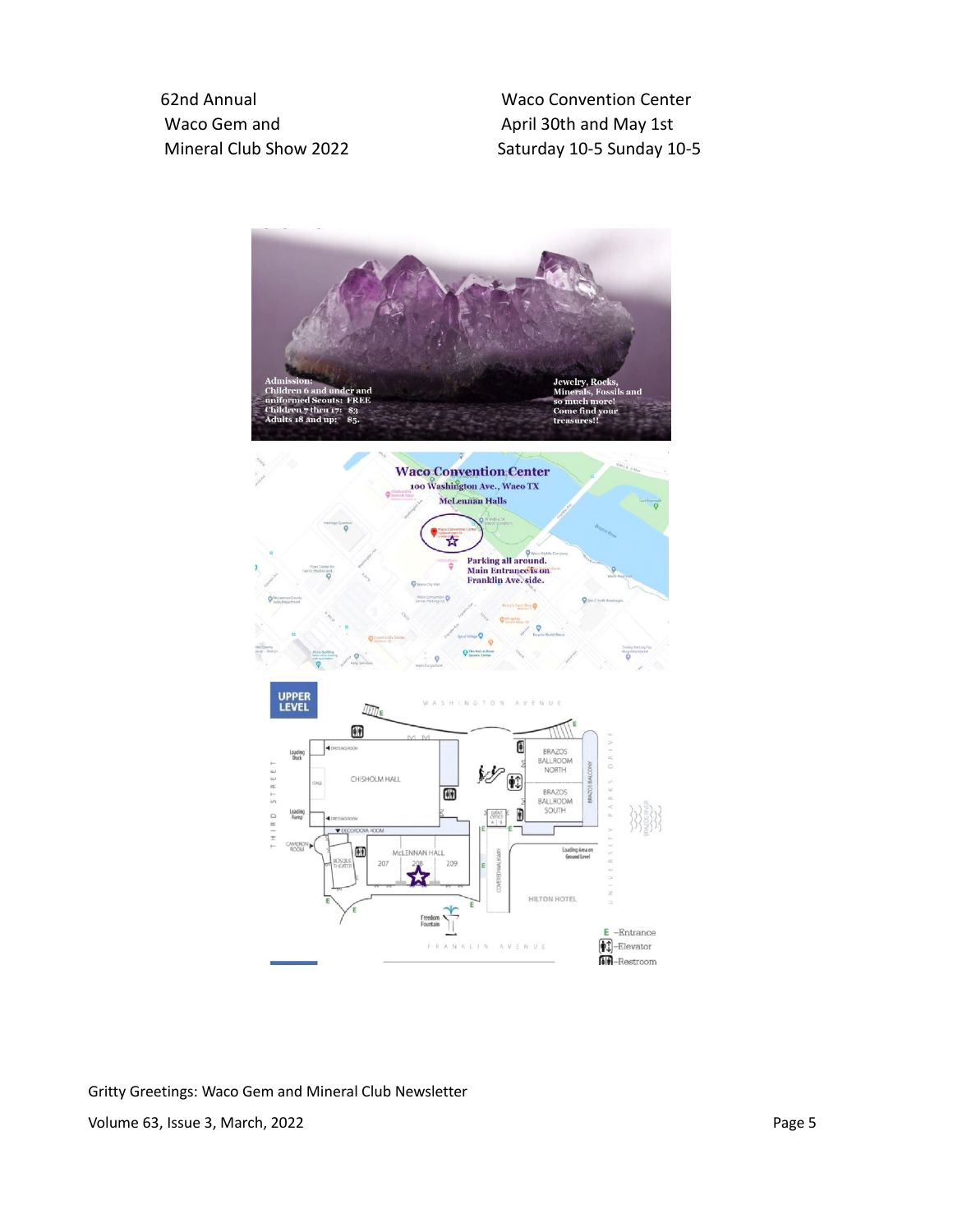62nd Annual
Waco Gem and
Mineral Club Show 2022

Waco Convention Center
April 30th and May 1st
Saturday 10-5 Sunday 10-5

**Admission:**
Children 6 and under and uniformed Scouts: FREE
Children 7 thru 17: $3
Adults 18 and up: $5.

Jewelry, Rocks, Minerals, Fossils and so much more!
Come find your treasures!!

**Waco Convention Center**
100 Washington Ave., Waco TX
McLennan Halls

Parking all around.
Main Entrance is on Franklin Ave. side.

UPPER LEVEL

E –Entrance
–Elevator
–Restroom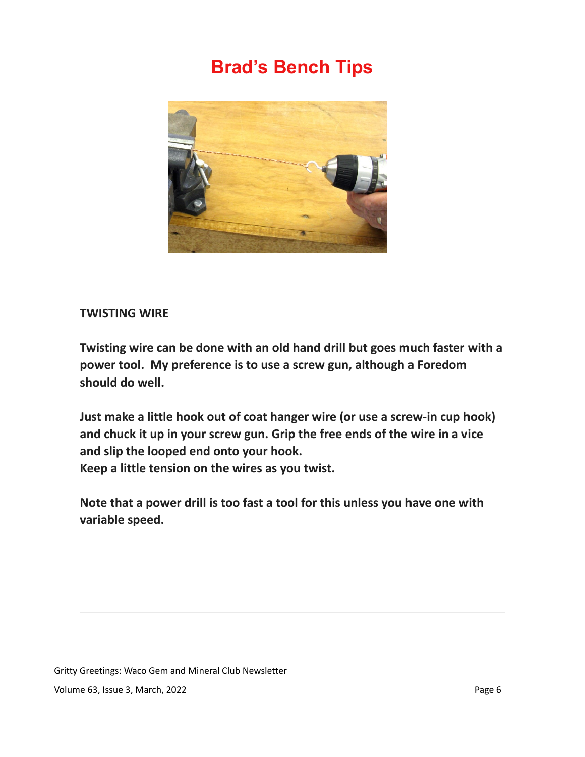# Brad's Bench Tips

**TWISTING WIRE**

**Twisting wire can be done with an old hand drill but goes much faster with a power tool. My preference is to use a screw gun, although a Foredom should do well.**

**Just make a little hook out of coat hanger wire (or use a screw-in cup hook) and chuck it up in your screw gun. Grip the free ends of the wire in a vice and slip the looped end onto your hook.**
**Keep a little tension on the wires as you twist.**

**Note that a power drill is too fast a tool for this unless you have one with variable speed.**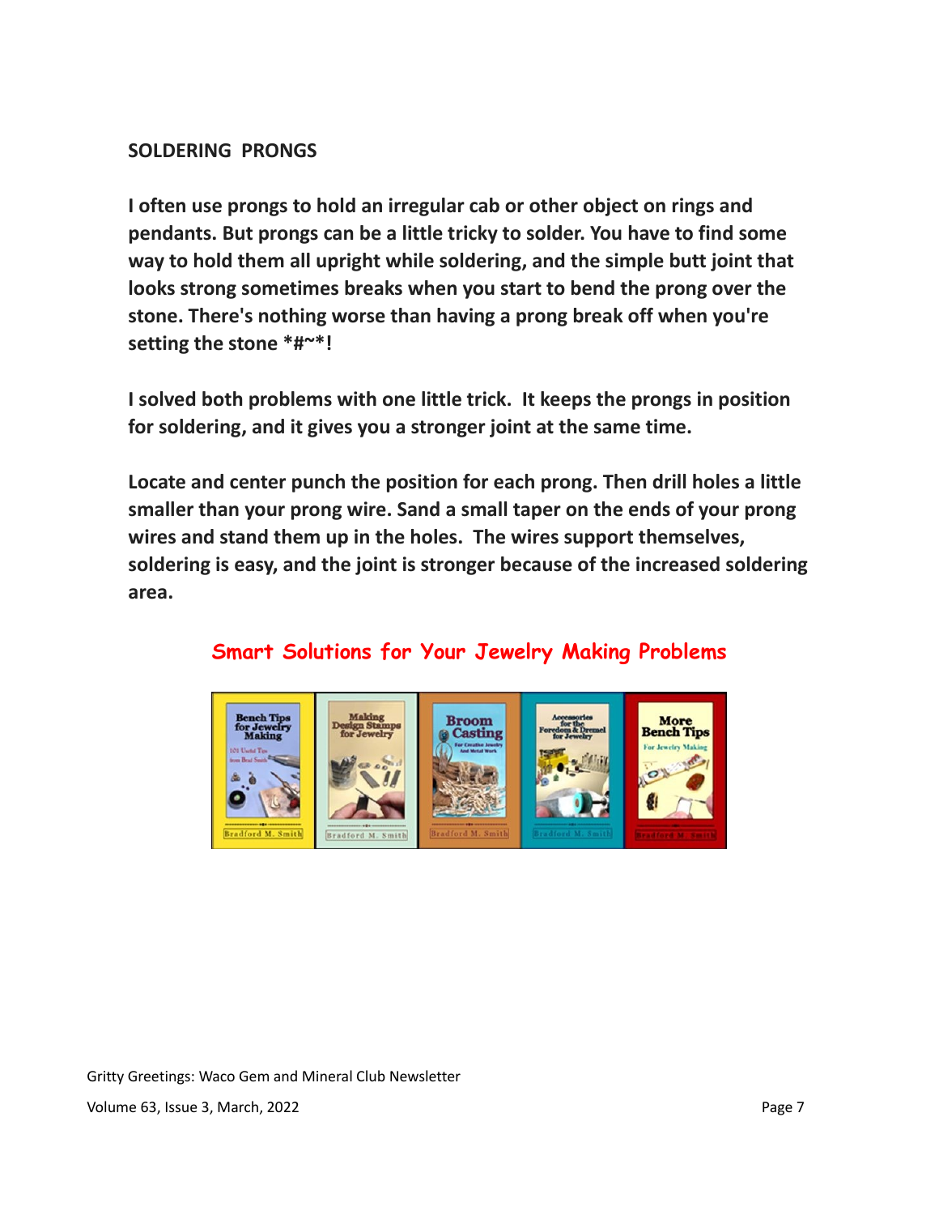## SOLDERING PRONGS

**I often use prongs to hold an irregular cab or other object on rings and pendants. But prongs can be a little tricky to solder. You have to find some way to hold them all upright while soldering, and the simple butt joint that looks strong sometimes breaks when you start to bend the prong over the stone. There's nothing worse than having a prong break off when you're setting the stone *#~*!**

**I solved both problems with one little trick. It keeps the prongs in position for soldering, and it gives you a stronger joint at the same time.**

**Locate and center punch the position for each prong. Then drill holes a little smaller than your prong wire. Sand a small taper on the ends of your prong wires and stand them up in the holes. The wires support themselves, soldering is easy, and the joint is stronger because of the increased soldering area.**

**Smart Solutions for Your Jewelry Making Problems**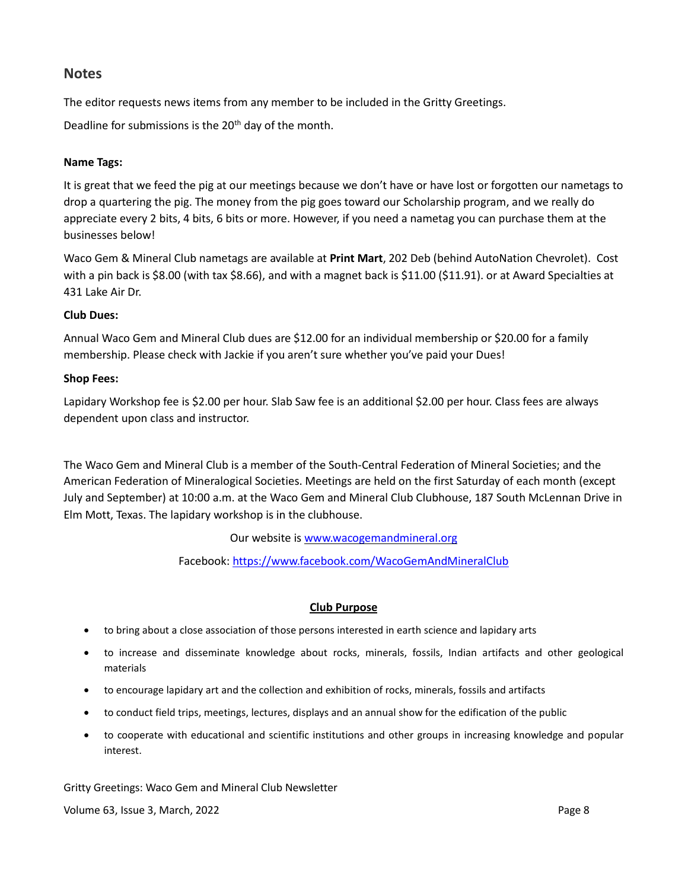## Notes

The editor requests news items from any member to be included in the Gritty Greetings.

Deadline for submissions is the 20th day of the month.

**Name Tags:**

It is great that we feed the pig at our meetings because we don't have or have lost or forgotten our nametags to drop a quartering the pig. The money from the pig goes toward our Scholarship program, and we really do appreciate every 2 bits, 4 bits, 6 bits or more. However, if you need a nametag you can purchase them at the businesses below!

Waco Gem & Mineral Club nametags are available at **Print Mart**, 202 Deb (behind AutoNation Chevrolet). Cost with a pin back is $8.00 (with tax $8.66), and with a magnet back is $11.00 ($11.91). or at Award Specialties at 431 Lake Air Dr.

**Club Dues:**

Annual Waco Gem and Mineral Club dues are $12.00 for an individual membership or $20.00 for a family membership. Please check with Jackie if you aren't sure whether you've paid your Dues!

**Shop Fees:**

Lapidary Workshop fee is $2.00 per hour. Slab Saw fee is an additional $2.00 per hour. Class fees are always dependent upon class and instructor.

The Waco Gem and Mineral Club is a member of the South-Central Federation of Mineral Societies; and the American Federation of Mineralogical Societies. Meetings are held on the first Saturday of each month (except July and September) at 10:00 a.m. at the Waco Gem and Mineral Club Clubhouse, 187 South McLennan Drive in Elm Mott, Texas. The lapidary workshop is in the clubhouse.

Our website is [www.wacogemandmineral.org](http://www.wacogemandmineral.org)

Facebook: [https://www.facebook.com/WacoGemAndMineralClub](https://www.facebook.com/WacoGemAndMineralClub)

**Club Purpose**

- to bring about a close association of those persons interested in earth science and lapidary arts
- to increase and disseminate knowledge about rocks, minerals, fossils, Indian artifacts and other geological materials
- to encourage lapidary art and the collection and exhibition of rocks, minerals, fossils and artifacts
- to conduct field trips, meetings, lectures, displays and an annual show for the edification of the public
- to cooperate with educational and scientific institutions and other groups in increasing knowledge and popular interest.